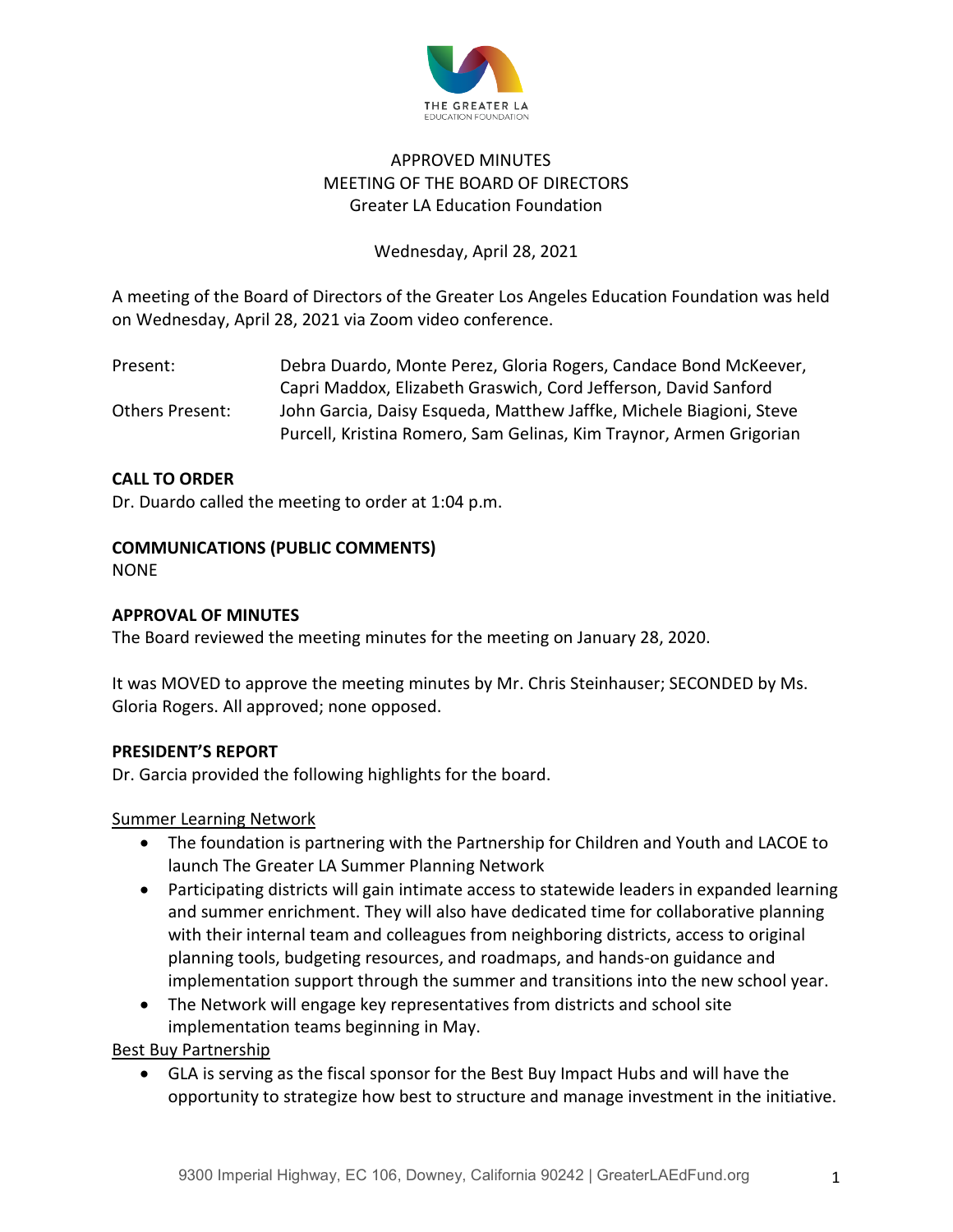THE GREATER LA
EDUCATION FOUNDATION

APPROVED MINUTES
MEETING OF THE BOARD OF DIRECTORS
Greater LA Education Foundation

Wednesday, April 28, 2021

A meeting of the Board of Directors of the Greater Los Angeles Education Foundation was held on Wednesday, April 28, 2021 via Zoom video conference.

| | |
|---|---|
| Present: | Debra Duardo, Monte Perez, Gloria Rogers, Candace Bond McKeever, Capri Maddox, Elizabeth Graswich, Cord Jefferson, David Sanford |
| Others Present: | John Garcia, Daisy Esqueda, Matthew Jaffke, Michele Biagioni, Steve Purcell, Kristina Romero, Sam Gelinas, Kim Traynor, Armen Grigorian |

**CALL TO ORDER**
Dr. Duardo called the meeting to order at 1:04 p.m.

**COMMUNICATIONS (PUBLIC COMMENTS)**
NONE

**APPROVAL OF MINUTES**
The Board reviewed the meeting minutes for the meeting on January 28, 2020.

It was MOVED to approve the meeting minutes by Mr. Chris Steinhauser; SECONDED by Ms. Gloria Rogers. All approved; none opposed.

**PRESIDENT'S REPORT**
Dr. Garcia provided the following highlights for the board.

Summer Learning Network

- The foundation is partnering with the Partnership for Children and Youth and LACOE to launch The Greater LA Summer Planning Network
- Participating districts will gain intimate access to statewide leaders in expanded learning and summer enrichment. They will also have dedicated time for collaborative planning with their internal team and colleagues from neighboring districts, access to original planning tools, budgeting resources, and roadmaps, and hands-on guidance and implementation support through the summer and transitions into the new school year.
- The Network will engage key representatives from districts and school site implementation teams beginning in May.

Best Buy Partnership

- GLA is serving as the fiscal sponsor for the Best Buy Impact Hubs and will have the opportunity to strategize how best to structure and manage investment in the initiative.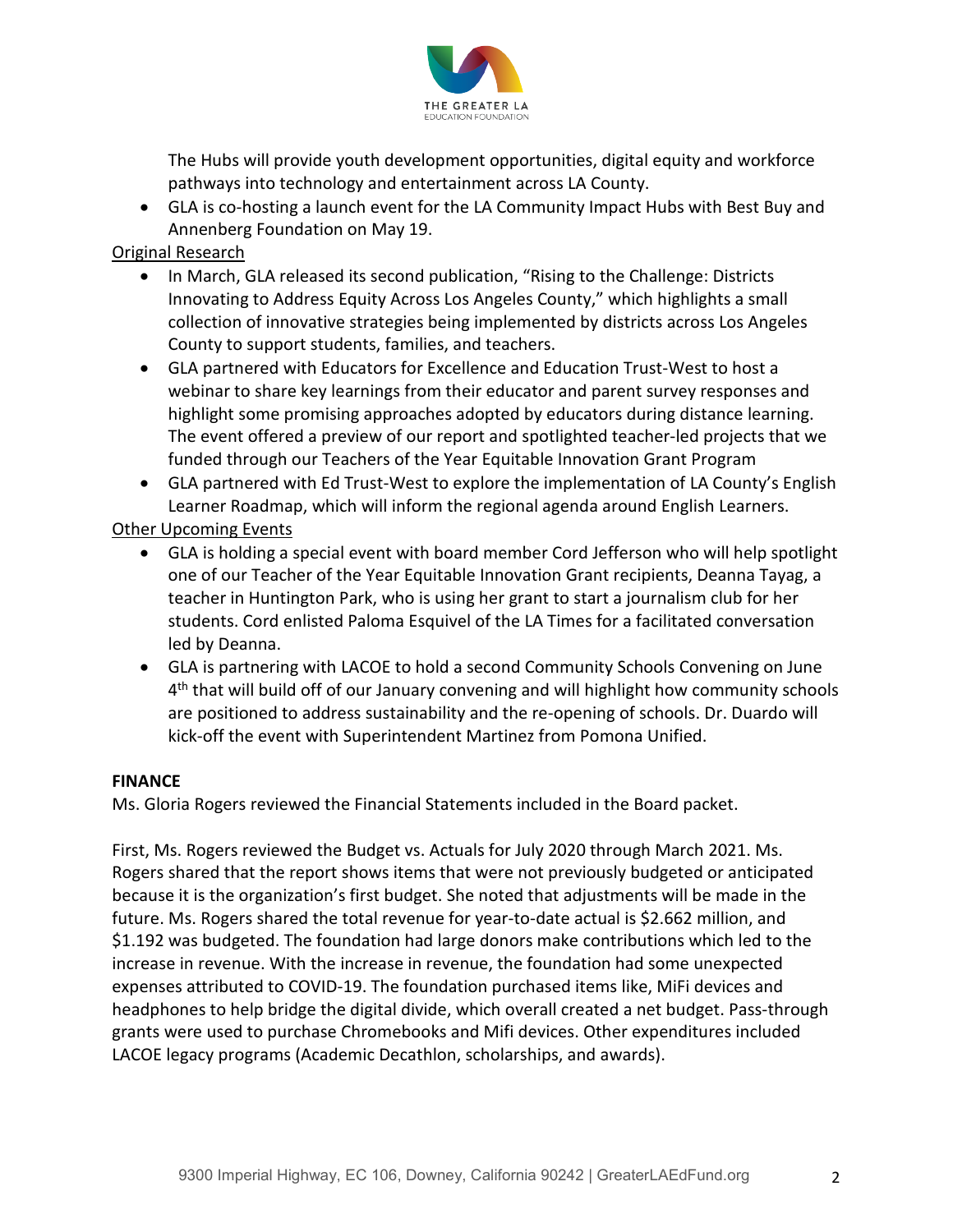The Hubs will provide youth development opportunities, digital equity and workforce pathways into technology and entertainment across LA County.

- GLA is co-hosting a launch event for the LA Community Impact Hubs with Best Buy and Annenberg Foundation on May 19.

Original Research

- In March, GLA released its second publication, "Rising to the Challenge: Districts Innovating to Address Equity Across Los Angeles County," which highlights a small collection of innovative strategies being implemented by districts across Los Angeles County to support students, families, and teachers.
- GLA partnered with Educators for Excellence and Education Trust-West to host a webinar to share key learnings from their educator and parent survey responses and highlight some promising approaches adopted by educators during distance learning. The event offered a preview of our report and spotlighted teacher-led projects that we funded through our Teachers of the Year Equitable Innovation Grant Program
- GLA partnered with Ed Trust-West to explore the implementation of LA County's English Learner Roadmap, which will inform the regional agenda around English Learners.

Other Upcoming Events

- GLA is holding a special event with board member Cord Jefferson who will help spotlight one of our Teacher of the Year Equitable Innovation Grant recipients, Deanna Tayag, a teacher in Huntington Park, who is using her grant to start a journalism club for her students. Cord enlisted Paloma Esquivel of the LA Times for a facilitated conversation led by Deanna.
- GLA is partnering with LACOE to hold a second Community Schools Convening on June 4th that will build off of our January convening and will highlight how community schools are positioned to address sustainability and the re-opening of schools. Dr. Duardo will kick-off the event with Superintendent Martinez from Pomona Unified.

**FINANCE**

Ms. Gloria Rogers reviewed the Financial Statements included in the Board packet.

First, Ms. Rogers reviewed the Budget vs. Actuals for July 2020 through March 2021. Ms. Rogers shared that the report shows items that were not previously budgeted or anticipated because it is the organization's first budget. She noted that adjustments will be made in the future. Ms. Rogers shared the total revenue for year-to-date actual is $2.662 million, and $1.192 was budgeted. The foundation had large donors make contributions which led to the increase in revenue. With the increase in revenue, the foundation had some unexpected expenses attributed to COVID-19. The foundation purchased items like, MiFi devices and headphones to help bridge the digital divide, which overall created a net budget. Pass-through grants were used to purchase Chromebooks and Mifi devices. Other expenditures included LACOE legacy programs (Academic Decathlon, scholarships, and awards).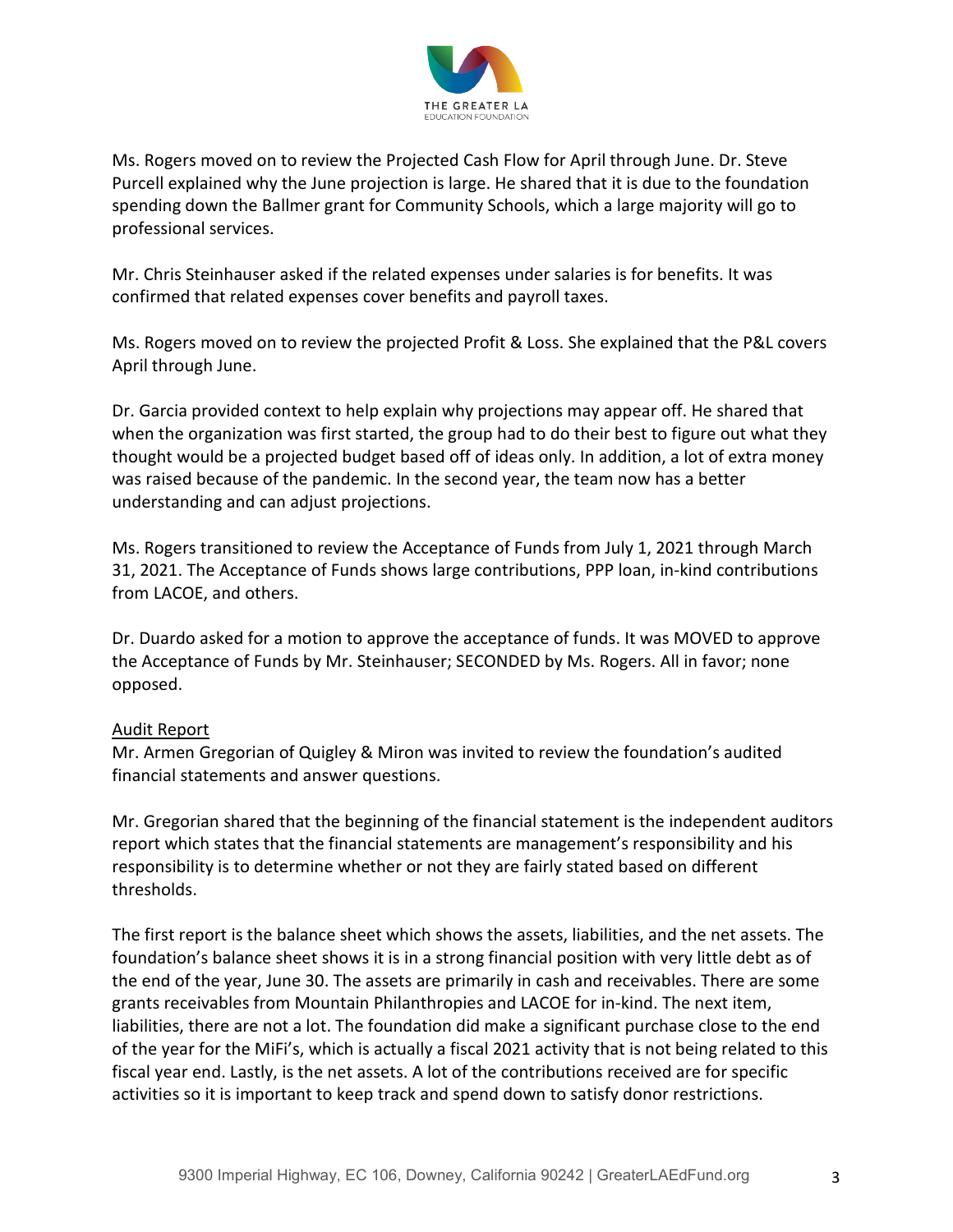Ms. Rogers moved on to review the Projected Cash Flow for April through June. Dr. Steve Purcell explained why the June projection is large. He shared that it is due to the foundation spending down the Ballmer grant for Community Schools, which a large majority will go to professional services.

Mr. Chris Steinhauser asked if the related expenses under salaries is for benefits. It was confirmed that related expenses cover benefits and payroll taxes.

Ms. Rogers moved on to review the projected Profit & Loss. She explained that the P&L covers April through June.

Dr. Garcia provided context to help explain why projections may appear off. He shared that when the organization was first started, the group had to do their best to figure out what they thought would be a projected budget based off of ideas only. In addition, a lot of extra money was raised because of the pandemic. In the second year, the team now has a better understanding and can adjust projections.

Ms. Rogers transitioned to review the Acceptance of Funds from July 1, 2021 through March 31, 2021. The Acceptance of Funds shows large contributions, PPP loan, in-kind contributions from LACOE, and others.

Dr. Duardo asked for a motion to approve the acceptance of funds. It was MOVED to approve the Acceptance of Funds by Mr. Steinhauser; SECONDED by Ms. Rogers. All in favor; none opposed.

Audit Report

Mr. Armen Gregorian of Quigley & Miron was invited to review the foundation's audited financial statements and answer questions.

Mr. Gregorian shared that the beginning of the financial statement is the independent auditors report which states that the financial statements are management's responsibility and his responsibility is to determine whether or not they are fairly stated based on different thresholds.

The first report is the balance sheet which shows the assets, liabilities, and the net assets. The foundation's balance sheet shows it is in a strong financial position with very little debt as of the end of the year, June 30. The assets are primarily in cash and receivables. There are some grants receivables from Mountain Philanthropies and LACOE for in-kind. The next item, liabilities, there are not a lot. The foundation did make a significant purchase close to the end of the year for the MiFi's, which is actually a fiscal 2021 activity that is not being related to this fiscal year end. Lastly, is the net assets. A lot of the contributions received are for specific activities so it is important to keep track and spend down to satisfy donor restrictions.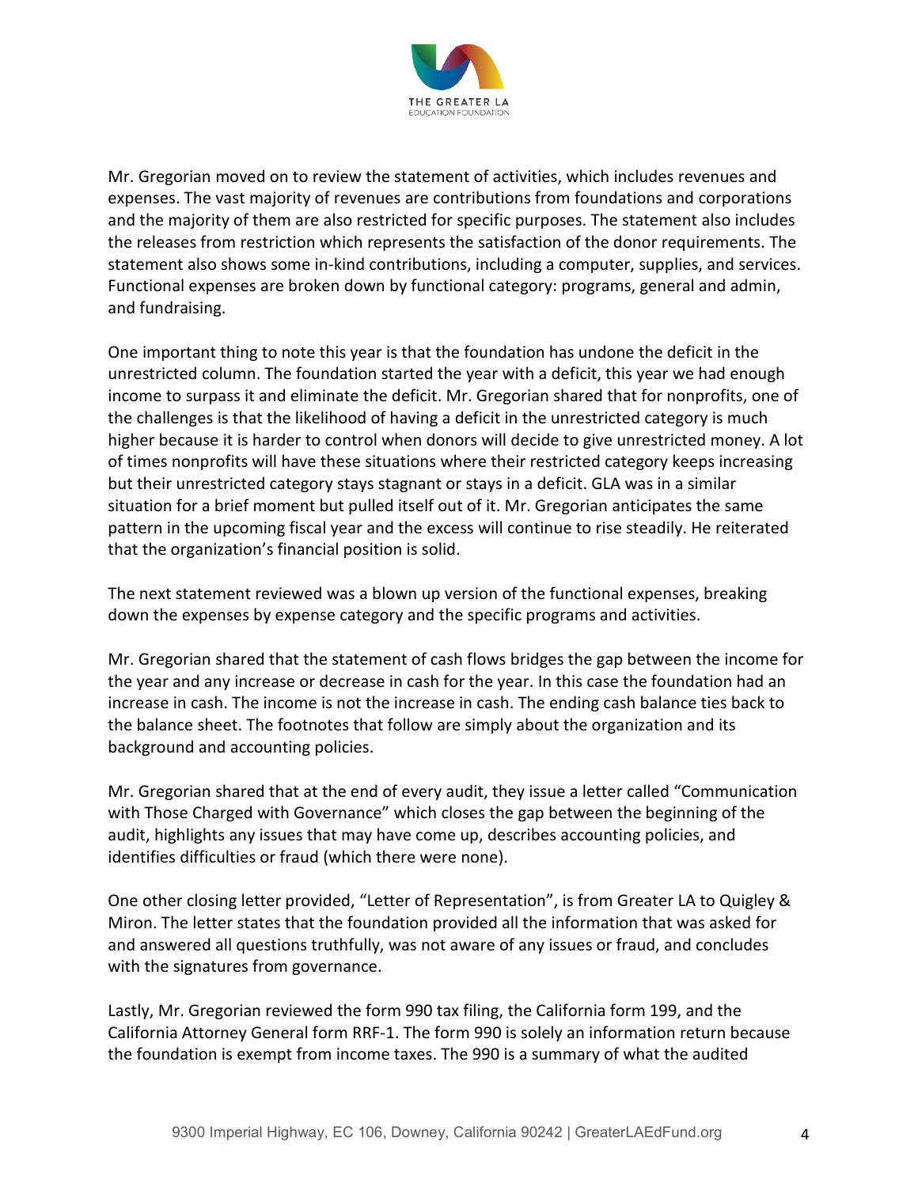Mr. Gregorian moved on to review the statement of activities, which includes revenues and expenses. The vast majority of revenues are contributions from foundations and corporations and the majority of them are also restricted for specific purposes. The statement also includes the releases from restriction which represents the satisfaction of the donor requirements. The statement also shows some in-kind contributions, including a computer, supplies, and services. Functional expenses are broken down by functional category: programs, general and admin, and fundraising.

One important thing to note this year is that the foundation has undone the deficit in the unrestricted column. The foundation started the year with a deficit, this year we had enough income to surpass it and eliminate the deficit. Mr. Gregorian shared that for nonprofits, one of the challenges is that the likelihood of having a deficit in the unrestricted category is much higher because it is harder to control when donors will decide to give unrestricted money. A lot of times nonprofits will have these situations where their restricted category keeps increasing but their unrestricted category stays stagnant or stays in a deficit. GLA was in a similar situation for a brief moment but pulled itself out of it. Mr. Gregorian anticipates the same pattern in the upcoming fiscal year and the excess will continue to rise steadily. He reiterated that the organization's financial position is solid.

The next statement reviewed was a blown up version of the functional expenses, breaking down the expenses by expense category and the specific programs and activities.

Mr. Gregorian shared that the statement of cash flows bridges the gap between the income for the year and any increase or decrease in cash for the year. In this case the foundation had an increase in cash. The income is not the increase in cash. The ending cash balance ties back to the balance sheet. The footnotes that follow are simply about the organization and its background and accounting policies.

Mr. Gregorian shared that at the end of every audit, they issue a letter called "Communication with Those Charged with Governance" which closes the gap between the beginning of the audit, highlights any issues that may have come up, describes accounting policies, and identifies difficulties or fraud (which there were none).

One other closing letter provided, "Letter of Representation", is from Greater LA to Quigley & Miron. The letter states that the foundation provided all the information that was asked for and answered all questions truthfully, was not aware of any issues or fraud, and concludes with the signatures from governance.

Lastly, Mr. Gregorian reviewed the form 990 tax filing, the California form 199, and the California Attorney General form RRF-1. The form 990 is solely an information return because the foundation is exempt from income taxes. The 990 is a summary of what the audited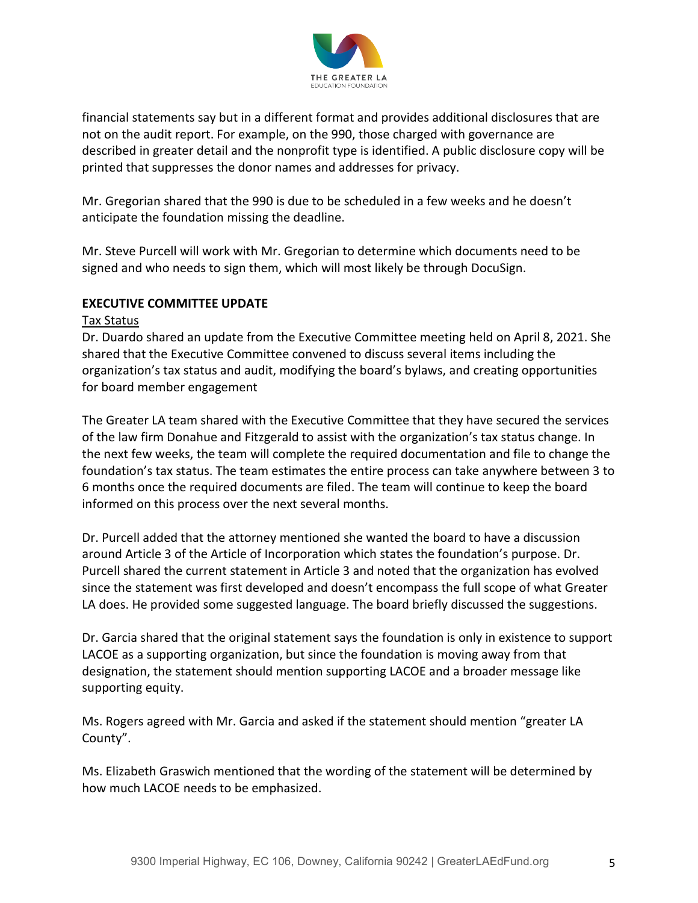financial statements say but in a different format and provides additional disclosures that are not on the audit report. For example, on the 990, those charged with governance are described in greater detail and the nonprofit type is identified. A public disclosure copy will be printed that suppresses the donor names and addresses for privacy.

Mr. Gregorian shared that the 990 is due to be scheduled in a few weeks and he doesn't anticipate the foundation missing the deadline.

Mr. Steve Purcell will work with Mr. Gregorian to determine which documents need to be signed and who needs to sign them, which will most likely be through DocuSign.

**EXECUTIVE COMMITTEE UPDATE**

<u>Tax Status</u>

Dr. Duardo shared an update from the Executive Committee meeting held on April 8, 2021. She shared that the Executive Committee convened to discuss several items including the organization's tax status and audit, modifying the board's bylaws, and creating opportunities for board member engagement

The Greater LA team shared with the Executive Committee that they have secured the services of the law firm Donahue and Fitzgerald to assist with the organization's tax status change. In the next few weeks, the team will complete the required documentation and file to change the foundation's tax status. The team estimates the entire process can take anywhere between 3 to 6 months once the required documents are filed. The team will continue to keep the board informed on this process over the next several months.

Dr. Purcell added that the attorney mentioned she wanted the board to have a discussion around Article 3 of the Article of Incorporation which states the foundation's purpose. Dr. Purcell shared the current statement in Article 3 and noted that the organization has evolved since the statement was first developed and doesn't encompass the full scope of what Greater LA does. He provided some suggested language. The board briefly discussed the suggestions.

Dr. Garcia shared that the original statement says the foundation is only in existence to support LACOE as a supporting organization, but since the foundation is moving away from that designation, the statement should mention supporting LACOE and a broader message like supporting equity.

Ms. Rogers agreed with Mr. Garcia and asked if the statement should mention "greater LA County".

Ms. Elizabeth Graswich mentioned that the wording of the statement will be determined by how much LACOE needs to be emphasized.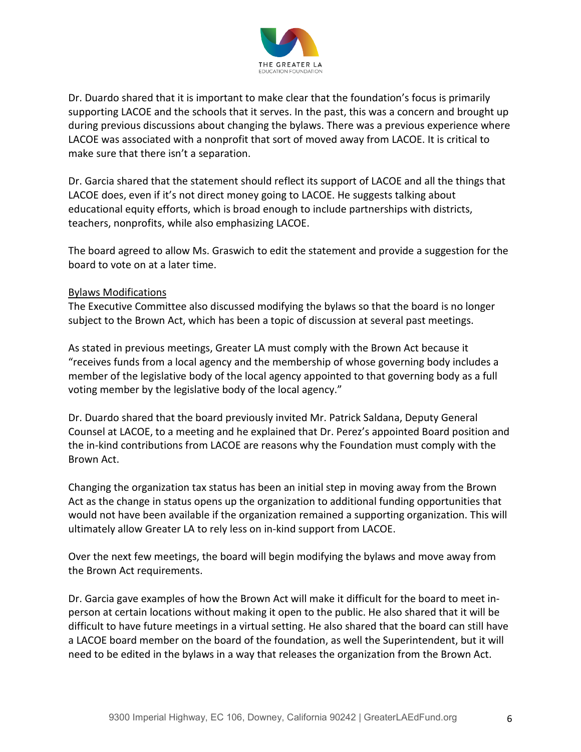Dr. Duardo shared that it is important to make clear that the foundation's focus is primarily supporting LACOE and the schools that it serves. In the past, this was a concern and brought up during previous discussions about changing the bylaws. There was a previous experience where LACOE was associated with a nonprofit that sort of moved away from LACOE. It is critical to make sure that there isn't a separation.

Dr. Garcia shared that the statement should reflect its support of LACOE and all the things that LACOE does, even if it's not direct money going to LACOE. He suggests talking about educational equity efforts, which is broad enough to include partnerships with districts, teachers, nonprofits, while also emphasizing LACOE.

The board agreed to allow Ms. Graswich to edit the statement and provide a suggestion for the board to vote on at a later time.

<u>Bylaws Modifications</u>

The Executive Committee also discussed modifying the bylaws so that the board is no longer subject to the Brown Act, which has been a topic of discussion at several past meetings.

As stated in previous meetings, Greater LA must comply with the Brown Act because it "receives funds from a local agency and the membership of whose governing body includes a member of the legislative body of the local agency appointed to that governing body as a full voting member by the legislative body of the local agency."

Dr. Duardo shared that the board previously invited Mr. Patrick Saldana, Deputy General Counsel at LACOE, to a meeting and he explained that Dr. Perez's appointed Board position and the in-kind contributions from LACOE are reasons why the Foundation must comply with the Brown Act.

Changing the organization tax status has been an initial step in moving away from the Brown Act as the change in status opens up the organization to additional funding opportunities that would not have been available if the organization remained a supporting organization. This will ultimately allow Greater LA to rely less on in-kind support from LACOE.

Over the next few meetings, the board will begin modifying the bylaws and move away from the Brown Act requirements.

Dr. Garcia gave examples of how the Brown Act will make it difficult for the board to meet in-person at certain locations without making it open to the public. He also shared that it will be difficult to have future meetings in a virtual setting. He also shared that the board can still have a LACOE board member on the board of the foundation, as well the Superintendent, but it will need to be edited in the bylaws in a way that releases the organization from the Brown Act.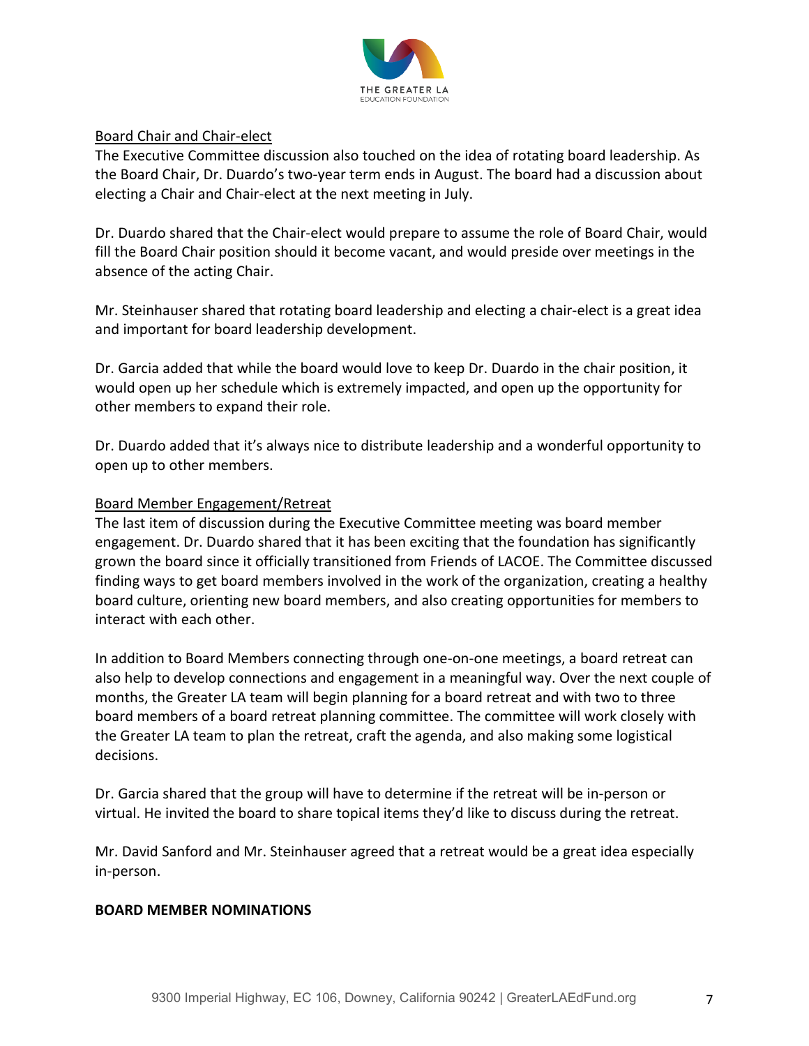Board Chair and Chair-elect

The Executive Committee discussion also touched on the idea of rotating board leadership. As the Board Chair, Dr. Duardo's two-year term ends in August. The board had a discussion about electing a Chair and Chair-elect at the next meeting in July.

Dr. Duardo shared that the Chair-elect would prepare to assume the role of Board Chair, would fill the Board Chair position should it become vacant, and would preside over meetings in the absence of the acting Chair.

Mr. Steinhauser shared that rotating board leadership and electing a chair-elect is a great idea and important for board leadership development.

Dr. Garcia added that while the board would love to keep Dr. Duardo in the chair position, it would open up her schedule which is extremely impacted, and open up the opportunity for other members to expand their role.

Dr. Duardo added that it's always nice to distribute leadership and a wonderful opportunity to open up to other members.

Board Member Engagement/Retreat

The last item of discussion during the Executive Committee meeting was board member engagement. Dr. Duardo shared that it has been exciting that the foundation has significantly grown the board since it officially transitioned from Friends of LACOE. The Committee discussed finding ways to get board members involved in the work of the organization, creating a healthy board culture, orienting new board members, and also creating opportunities for members to interact with each other.

In addition to Board Members connecting through one-on-one meetings, a board retreat can also help to develop connections and engagement in a meaningful way. Over the next couple of months, the Greater LA team will begin planning for a board retreat and with two to three board members of a board retreat planning committee. The committee will work closely with the Greater LA team to plan the retreat, craft the agenda, and also making some logistical decisions.

Dr. Garcia shared that the group will have to determine if the retreat will be in-person or virtual. He invited the board to share topical items they'd like to discuss during the retreat.

Mr. David Sanford and Mr. Steinhauser agreed that a retreat would be a great idea especially in-person.

**BOARD MEMBER NOMINATIONS**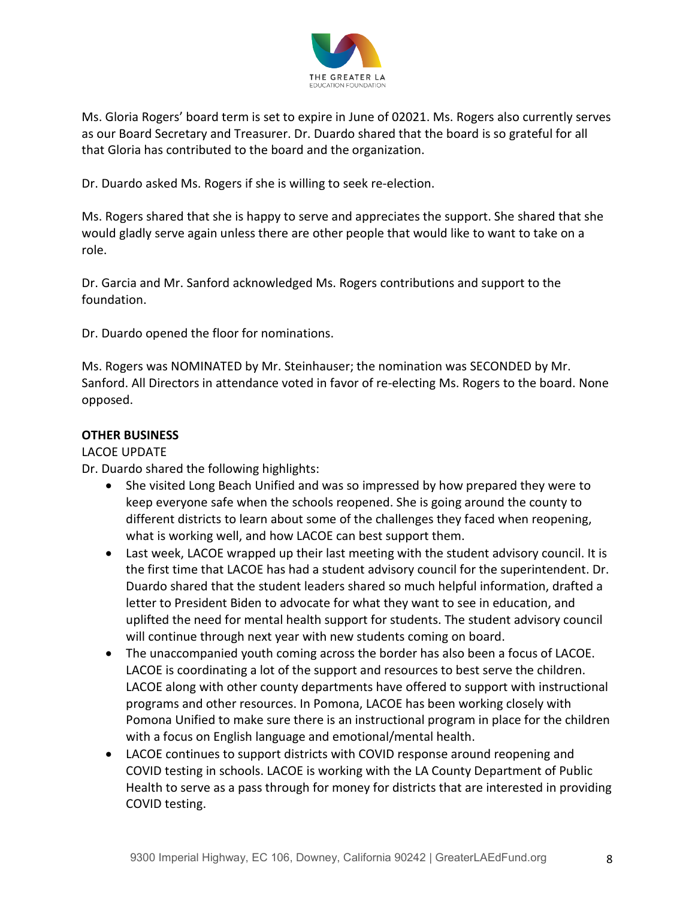Ms. Gloria Rogers' board term is set to expire in June of 02021. Ms. Rogers also currently serves as our Board Secretary and Treasurer. Dr. Duardo shared that the board is so grateful for all that Gloria has contributed to the board and the organization.

Dr. Duardo asked Ms. Rogers if she is willing to seek re-election.

Ms. Rogers shared that she is happy to serve and appreciates the support. She shared that she would gladly serve again unless there are other people that would like to want to take on a role.

Dr. Garcia and Mr. Sanford acknowledged Ms. Rogers contributions and support to the foundation.

Dr. Duardo opened the floor for nominations.

Ms. Rogers was NOMINATED by Mr. Steinhauser; the nomination was SECONDED by Mr. Sanford. All Directors in attendance voted in favor of re-electing Ms. Rogers to the board. None opposed.

**OTHER BUSINESS**

LACOE UPDATE

Dr. Duardo shared the following highlights:

- She visited Long Beach Unified and was so impressed by how prepared they were to keep everyone safe when the schools reopened. She is going around the county to different districts to learn about some of the challenges they faced when reopening, what is working well, and how LACOE can best support them.
- Last week, LACOE wrapped up their last meeting with the student advisory council. It is the first time that LACOE has had a student advisory council for the superintendent. Dr. Duardo shared that the student leaders shared so much helpful information, drafted a letter to President Biden to advocate for what they want to see in education, and uplifted the need for mental health support for students. The student advisory council will continue through next year with new students coming on board.
- The unaccompanied youth coming across the border has also been a focus of LACOE. LACOE is coordinating a lot of the support and resources to best serve the children. LACOE along with other county departments have offered to support with instructional programs and other resources. In Pomona, LACOE has been working closely with Pomona Unified to make sure there is an instructional program in place for the children with a focus on English language and emotional/mental health.
- LACOE continues to support districts with COVID response around reopening and COVID testing in schools. LACOE is working with the LA County Department of Public Health to serve as a pass through for money for districts that are interested in providing COVID testing.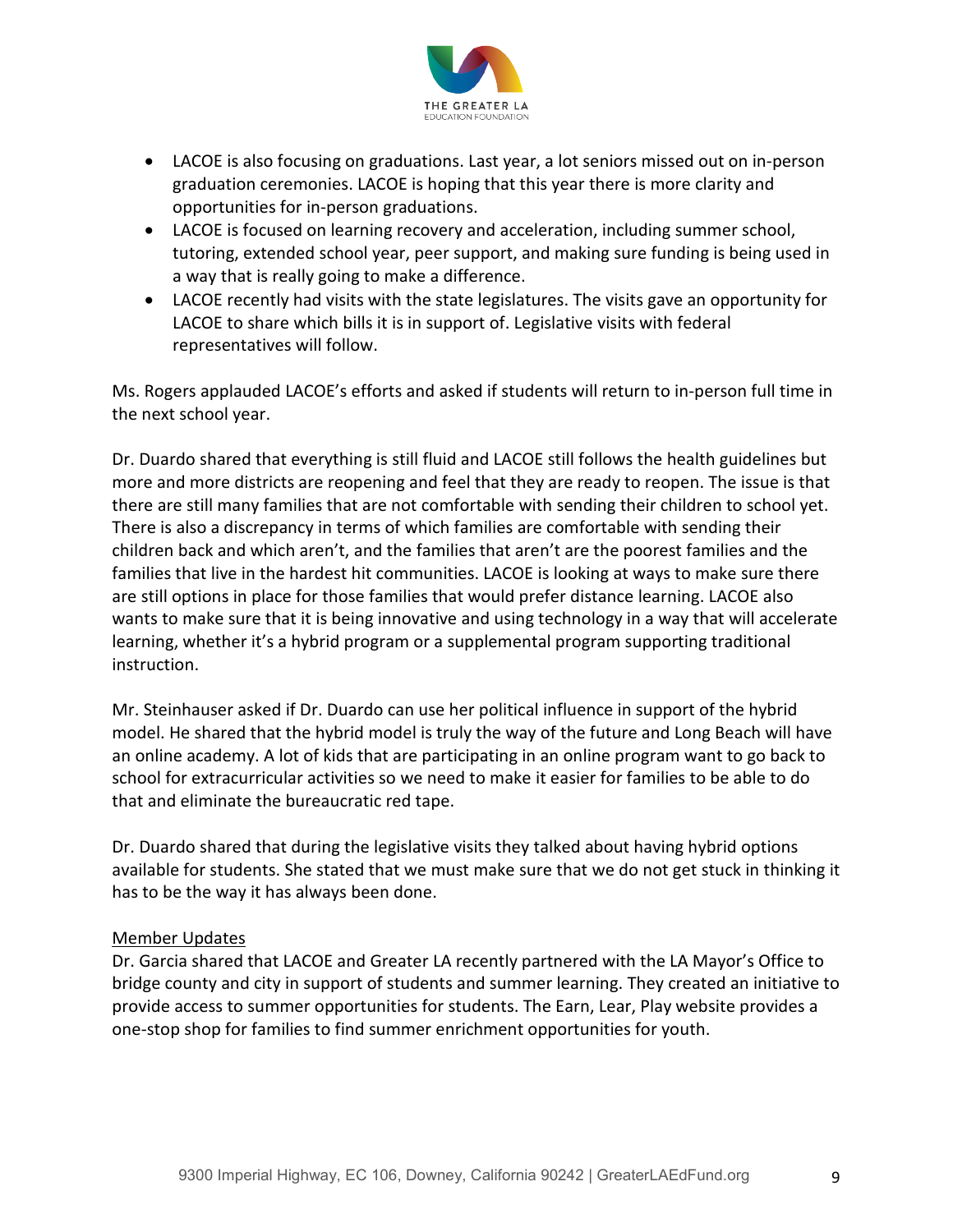- LACOE is also focusing on graduations. Last year, a lot seniors missed out on in-person graduation ceremonies. LACOE is hoping that this year there is more clarity and opportunities for in-person graduations.
- LACOE is focused on learning recovery and acceleration, including summer school, tutoring, extended school year, peer support, and making sure funding is being used in a way that is really going to make a difference.
- LACOE recently had visits with the state legislatures. The visits gave an opportunity for LACOE to share which bills it is in support of. Legislative visits with federal representatives will follow.

Ms. Rogers applauded LACOE's efforts and asked if students will return to in-person full time in the next school year.

Dr. Duardo shared that everything is still fluid and LACOE still follows the health guidelines but more and more districts are reopening and feel that they are ready to reopen. The issue is that there are still many families that are not comfortable with sending their children to school yet. There is also a discrepancy in terms of which families are comfortable with sending their children back and which aren't, and the families that aren't are the poorest families and the families that live in the hardest hit communities. LACOE is looking at ways to make sure there are still options in place for those families that would prefer distance learning. LACOE also wants to make sure that it is being innovative and using technology in a way that will accelerate learning, whether it's a hybrid program or a supplemental program supporting traditional instruction.

Mr. Steinhauser asked if Dr. Duardo can use her political influence in support of the hybrid model. He shared that the hybrid model is truly the way of the future and Long Beach will have an online academy. A lot of kids that are participating in an online program want to go back to school for extracurricular activities so we need to make it easier for families to be able to do that and eliminate the bureaucratic red tape.

Dr. Duardo shared that during the legislative visits they talked about having hybrid options available for students. She stated that we must make sure that we do not get stuck in thinking it has to be the way it has always been done.

Member Updates

Dr. Garcia shared that LACOE and Greater LA recently partnered with the LA Mayor's Office to bridge county and city in support of students and summer learning. They created an initiative to provide access to summer opportunities for students. The Earn, Lear, Play website provides a one-stop shop for families to find summer enrichment opportunities for youth.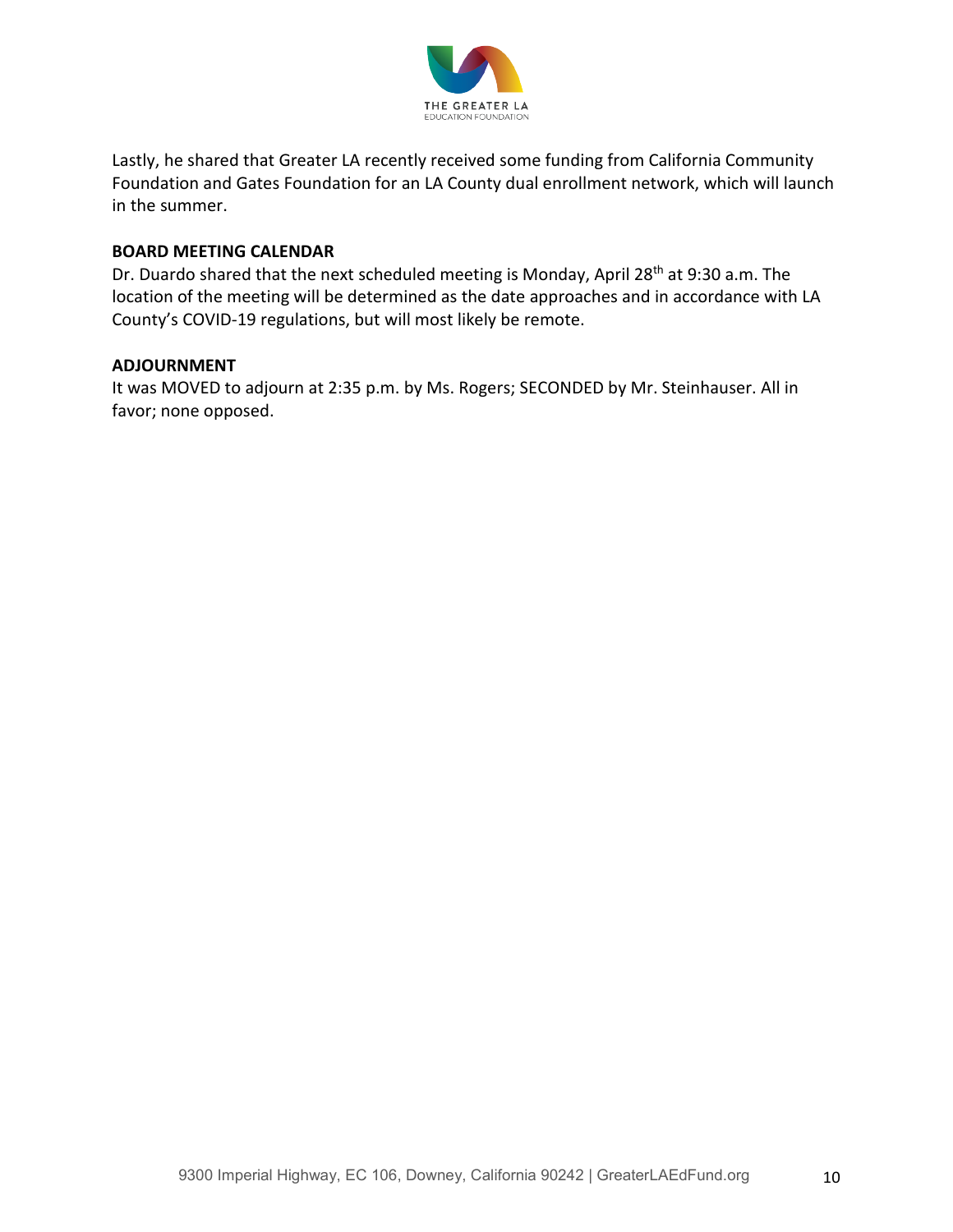Lastly, he shared that Greater LA recently received some funding from California Community Foundation and Gates Foundation for an LA County dual enrollment network, which will launch in the summer.

**BOARD MEETING CALENDAR**

Dr. Duardo shared that the next scheduled meeting is Monday, April 28th at 9:30 a.m. The location of the meeting will be determined as the date approaches and in accordance with LA County's COVID-19 regulations, but will most likely be remote.

**ADJOURNMENT**

It was MOVED to adjourn at 2:35 p.m. by Ms. Rogers; SECONDED by Mr. Steinhauser. All in favor; none opposed.